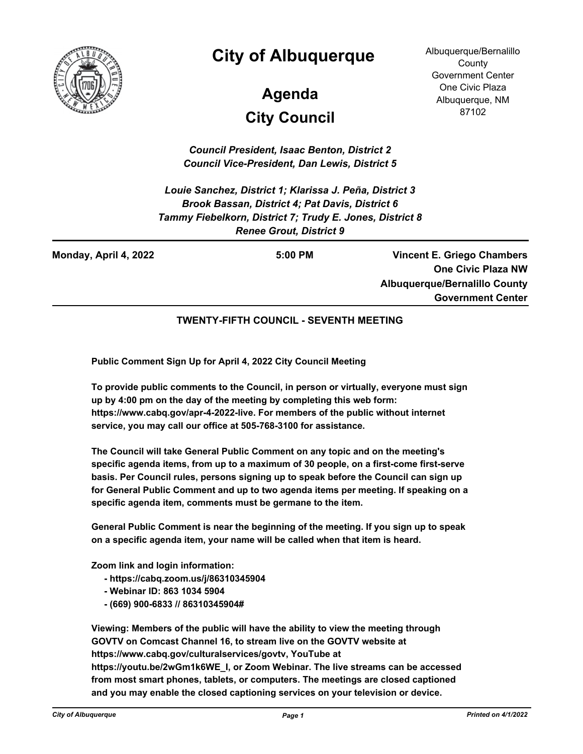# City of Albuquerque

## Agenda

## City Council

Albuquerque/Bernalillo County Government Center
One Civic Plaza
Albuquerque, NM 87102

*Council President, Isaac Benton, District 2*
*Council Vice-President, Dan Lewis, District 5*

*Louie Sanchez, District 1; Klarissa J. Peña, District 3*
*Brook Bassan, District 4; Pat Davis, District 6*
*Tammy Fiebelkorn, District 7; Trudy E. Jones, District 8*
*Renee Grout, District 9*

---

**Monday, April 4, 2022** | **5:00 PM** | **Vincent E. Griego Chambers, One Civic Plaza NW, Albuquerque/Bernalillo County Government Center**

---

**TWENTY-FIFTH COUNCIL - SEVENTH MEETING**

**Public Comment Sign Up for April 4, 2022 City Council Meeting**

**To provide public comments to the Council, in person or virtually, everyone must sign up by 4:00 pm on the day of the meeting by completing this web form: https://www.cabq.gov/apr-4-2022-live. For members of the public without internet service, you may call our office at 505-768-3100 for assistance.**

**The Council will take General Public Comment on any topic and on the meeting's specific agenda items, from up to a maximum of 30 people, on a first-come first-serve basis. Per Council rules, persons signing up to speak before the Council can sign up for General Public Comment and up to two agenda items per meeting. If speaking on a specific agenda item, comments must be germane to the item.**

**General Public Comment is near the beginning of the meeting. If you sign up to speak on a specific agenda item, your name will be called when that item is heard.**

**Zoom link and login information:**

- **https://cabq.zoom.us/j/86310345904**
- **Webinar ID: 863 1034 5904**
- **(669) 900-6833 // 86310345904#**

**Viewing: Members of the public will have the ability to view the meeting through GOVTV on Comcast Channel 16, to stream live on the GOVTV website at https://www.cabq.gov/culturalservices/govtv, YouTube at https://youtu.be/2wGm1k6WE_I, or Zoom Webinar. The live streams can be accessed from most smart phones, tablets, or computers. The meetings are closed captioned and you may enable the closed captioning services on your television or device.**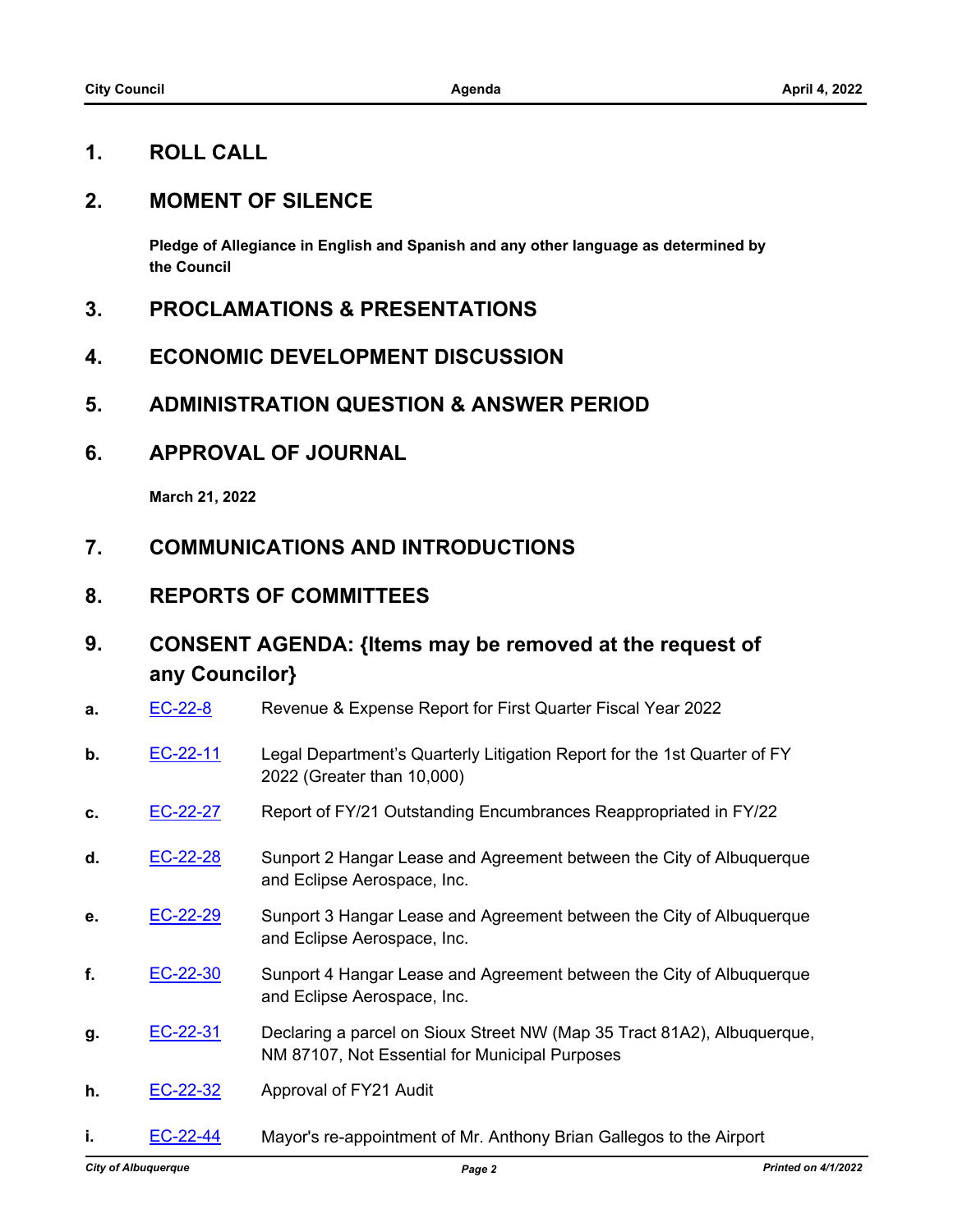## 1. ROLL CALL

## 2. MOMENT OF SILENCE

**Pledge of Allegiance in English and Spanish and any other language as determined by the Council**

## 3. PROCLAMATIONS & PRESENTATIONS

## 4. ECONOMIC DEVELOPMENT DISCUSSION

## 5. ADMINISTRATION QUESTION & ANSWER PERIOD

## 6. APPROVAL OF JOURNAL

**March 21, 2022**

## 7. COMMUNICATIONS AND INTRODUCTIONS

## 8. REPORTS OF COMMITTEES

## 9. CONSENT AGENDA: {Items may be removed at the request of any Councilor}

**a.** EC-22-8 Revenue & Expense Report for First Quarter Fiscal Year 2022

**b.** EC-22-11 Legal Department's Quarterly Litigation Report for the 1st Quarter of FY 2022 (Greater than 10,000)

**c.** EC-22-27 Report of FY/21 Outstanding Encumbrances Reappropriated in FY/22

**d.** EC-22-28 Sunport 2 Hangar Lease and Agreement between the City of Albuquerque and Eclipse Aerospace, Inc.

**e.** EC-22-29 Sunport 3 Hangar Lease and Agreement between the City of Albuquerque and Eclipse Aerospace, Inc.

**f.** EC-22-30 Sunport 4 Hangar Lease and Agreement between the City of Albuquerque and Eclipse Aerospace, Inc.

**g.** EC-22-31 Declaring a parcel on Sioux Street NW (Map 35 Tract 81A2), Albuquerque, NM 87107, Not Essential for Municipal Purposes

**h.** EC-22-32 Approval of FY21 Audit

**i.** EC-22-44 Mayor's re-appointment of Mr. Anthony Brian Gallegos to the Airport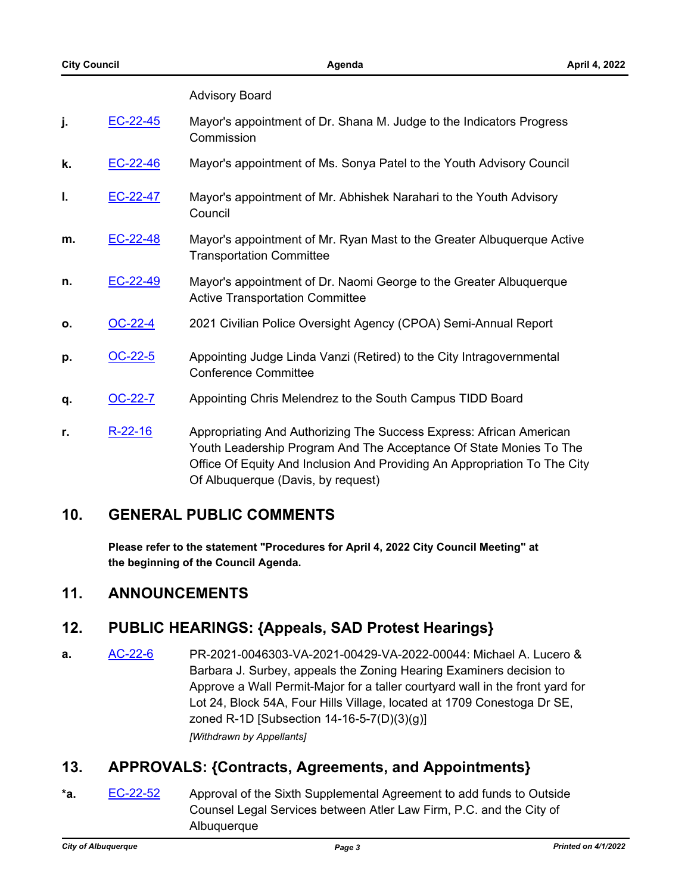Advisory Board

| | | |
|---|---|---|
| j. | EC-22-45 | Mayor's appointment of Dr. Shana M. Judge to the Indicators Progress Commission |
| k. | EC-22-46 | Mayor's appointment of Ms. Sonya Patel to the Youth Advisory Council |
| l. | EC-22-47 | Mayor's appointment of Mr. Abhishek Narahari to the Youth Advisory Council |
| m. | EC-22-48 | Mayor's appointment of Mr. Ryan Mast to the Greater Albuquerque Active Transportation Committee |
| n. | EC-22-49 | Mayor's appointment of Dr. Naomi George to the Greater Albuquerque Active Transportation Committee |
| o. | OC-22-4 | 2021 Civilian Police Oversight Agency (CPOA) Semi-Annual Report |
| p. | OC-22-5 | Appointing Judge Linda Vanzi (Retired) to the City Intragovernmental Conference Committee |
| q. | OC-22-7 | Appointing Chris Melendrez to the South Campus TIDD Board |
| r. | R-22-16 | Appropriating And Authorizing The Success Express: African American Youth Leadership Program And The Acceptance Of State Monies To The Office Of Equity And Inclusion And Providing An Appropriation To The City Of Albuquerque (Davis, by request) |

## 10. GENERAL PUBLIC COMMENTS

**Please refer to the statement "Procedures for April 4, 2022 City Council Meeting" at the beginning of the Council Agenda.**

## 11. ANNOUNCEMENTS

## 12. PUBLIC HEARINGS: {Appeals, SAD Protest Hearings}

| | | |
|---|---|---|
| a. | AC-22-6 | PR-2021-0046303-VA-2021-00429-VA-2022-00044: Michael A. Lucero & Barbara J. Surbey, appeals the Zoning Hearing Examiners decision to Approve a Wall Permit-Major for a taller courtyard wall in the front yard for Lot 24, Block 54A, Four Hills Village, located at 1709 Conestoga Dr SE, zoned R-1D [Subsection 14-16-5-7(D)(3)(g)] *[Withdrawn by Appellants]* |

## 13. APPROVALS: {Contracts, Agreements, and Appointments}

| | | |
|---|---|---|
| *a. | EC-22-52 | Approval of the Sixth Supplemental Agreement to add funds to Outside Counsel Legal Services between Atler Law Firm, P.C. and the City of Albuquerque |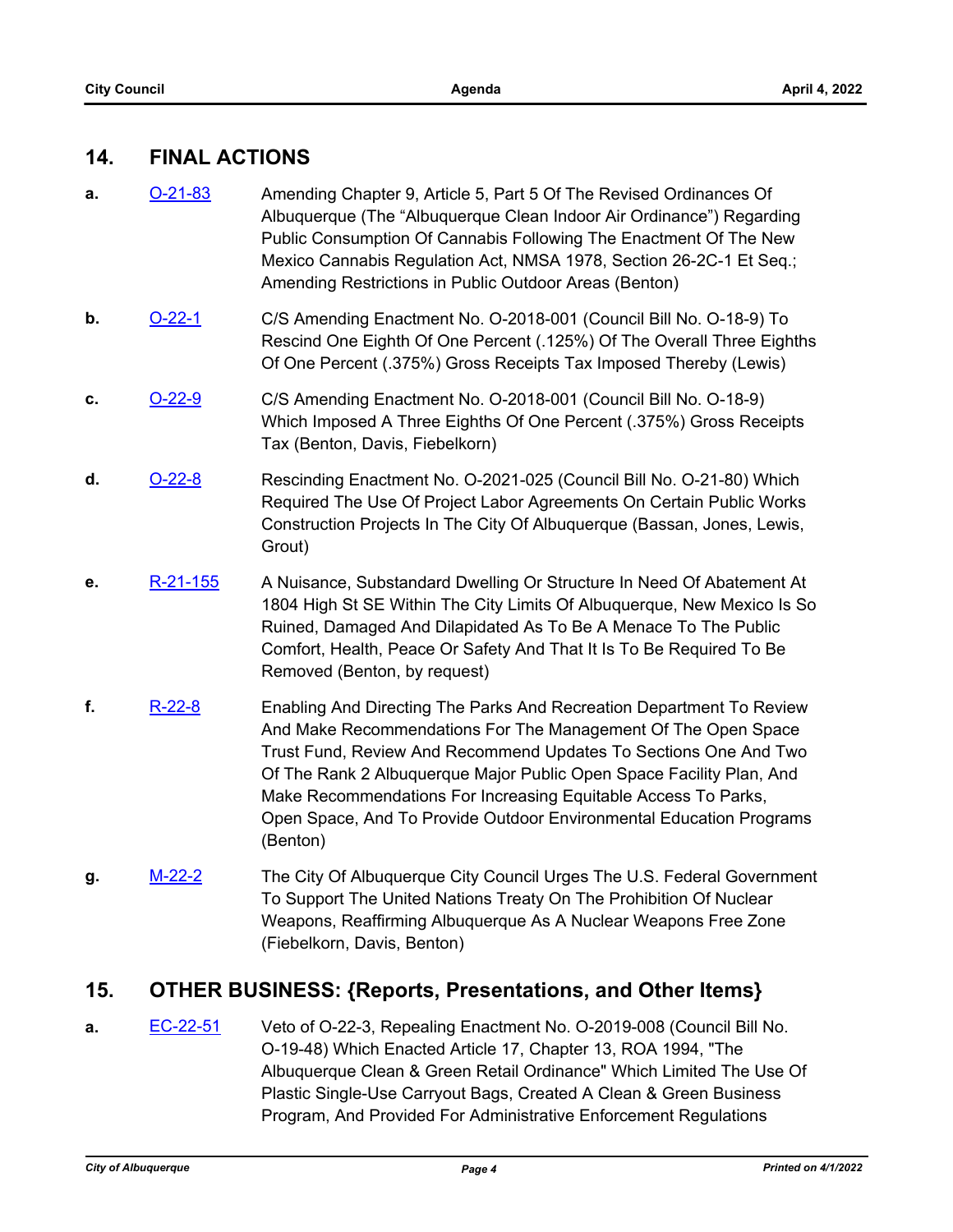## 14. FINAL ACTIONS

**a.** O-21-83 Amending Chapter 9, Article 5, Part 5 Of The Revised Ordinances Of Albuquerque (The "Albuquerque Clean Indoor Air Ordinance") Regarding Public Consumption Of Cannabis Following The Enactment Of The New Mexico Cannabis Regulation Act, NMSA 1978, Section 26-2C-1 Et Seq.; Amending Restrictions in Public Outdoor Areas (Benton)

**b.** O-22-1 C/S Amending Enactment No. O-2018-001 (Council Bill No. O-18-9) To Rescind One Eighth Of One Percent (.125%) Of The Overall Three Eighths Of One Percent (.375%) Gross Receipts Tax Imposed Thereby (Lewis)

**c.** O-22-9 C/S Amending Enactment No. O-2018-001 (Council Bill No. O-18-9) Which Imposed A Three Eighths Of One Percent (.375%) Gross Receipts Tax (Benton, Davis, Fiebelkorn)

**d.** O-22-8 Rescinding Enactment No. O-2021-025 (Council Bill No. O-21-80) Which Required The Use Of Project Labor Agreements On Certain Public Works Construction Projects In The City Of Albuquerque (Bassan, Jones, Lewis, Grout)

**e.** R-21-155 A Nuisance, Substandard Dwelling Or Structure In Need Of Abatement At 1804 High St SE Within The City Limits Of Albuquerque, New Mexico Is So Ruined, Damaged And Dilapidated As To Be A Menace To The Public Comfort, Health, Peace Or Safety And That It Is To Be Required To Be Removed (Benton, by request)

**f.** R-22-8 Enabling And Directing The Parks And Recreation Department To Review And Make Recommendations For The Management Of The Open Space Trust Fund, Review And Recommend Updates To Sections One And Two Of The Rank 2 Albuquerque Major Public Open Space Facility Plan, And Make Recommendations For Increasing Equitable Access To Parks, Open Space, And To Provide Outdoor Environmental Education Programs (Benton)

**g.** M-22-2 The City Of Albuquerque City Council Urges The U.S. Federal Government To Support The United Nations Treaty On The Prohibition Of Nuclear Weapons, Reaffirming Albuquerque As A Nuclear Weapons Free Zone (Fiebelkorn, Davis, Benton)

## 15. OTHER BUSINESS: {Reports, Presentations, and Other Items}

**a.** EC-22-51 Veto of O-22-3, Repealing Enactment No. O-2019-008 (Council Bill No. O-19-48) Which Enacted Article 17, Chapter 13, ROA 1994, "The Albuquerque Clean & Green Retail Ordinance" Which Limited The Use Of Plastic Single-Use Carryout Bags, Created A Clean & Green Business Program, And Provided For Administrative Enforcement Regulations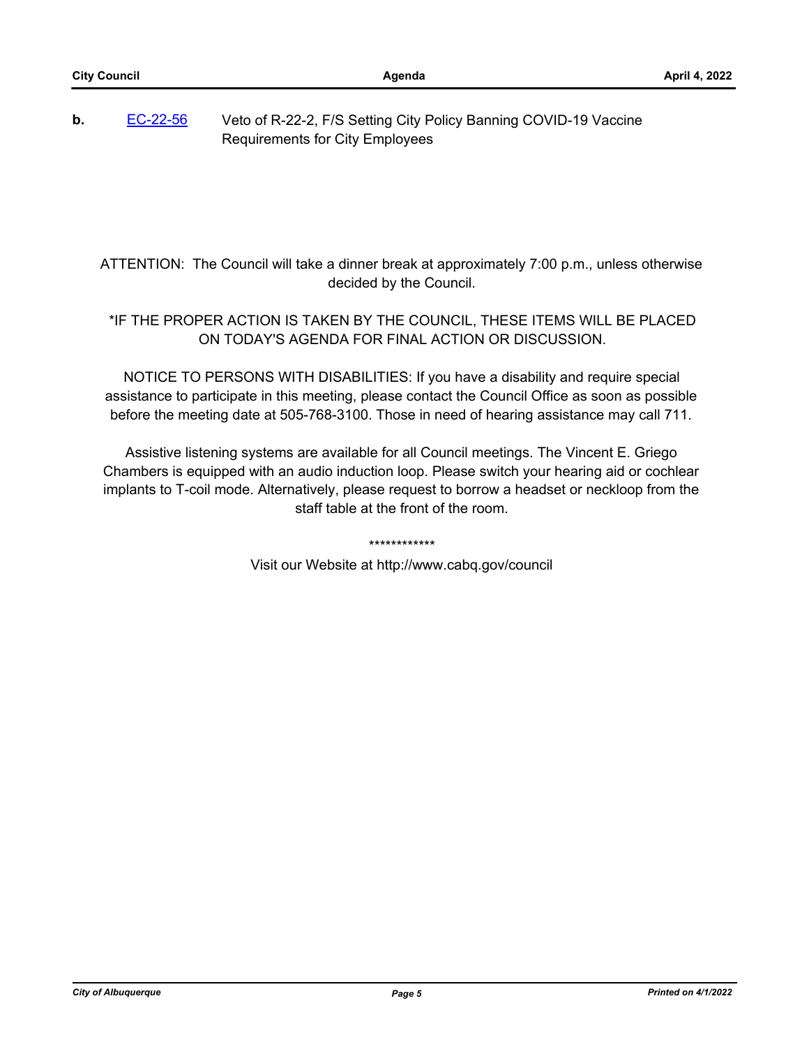**b.** [EC-22-56] Veto of R-22-2, F/S Setting City Policy Banning COVID-19 Vaccine Requirements for City Employees

ATTENTION: The Council will take a dinner break at approximately 7:00 p.m., unless otherwise decided by the Council.

*IF THE PROPER ACTION IS TAKEN BY THE COUNCIL, THESE ITEMS WILL BE PLACED ON TODAY'S AGENDA FOR FINAL ACTION OR DISCUSSION.

NOTICE TO PERSONS WITH DISABILITIES: If you have a disability and require special assistance to participate in this meeting, please contact the Council Office as soon as possible before the meeting date at 505-768-3100. Those in need of hearing assistance may call 711.

Assistive listening systems are available for all Council meetings. The Vincent E. Griego Chambers is equipped with an audio induction loop. Please switch your hearing aid or cochlear implants to T-coil mode. Alternatively, please request to borrow a headset or neckloop from the staff table at the front of the room.

************

Visit our Website at http://www.cabq.gov/council